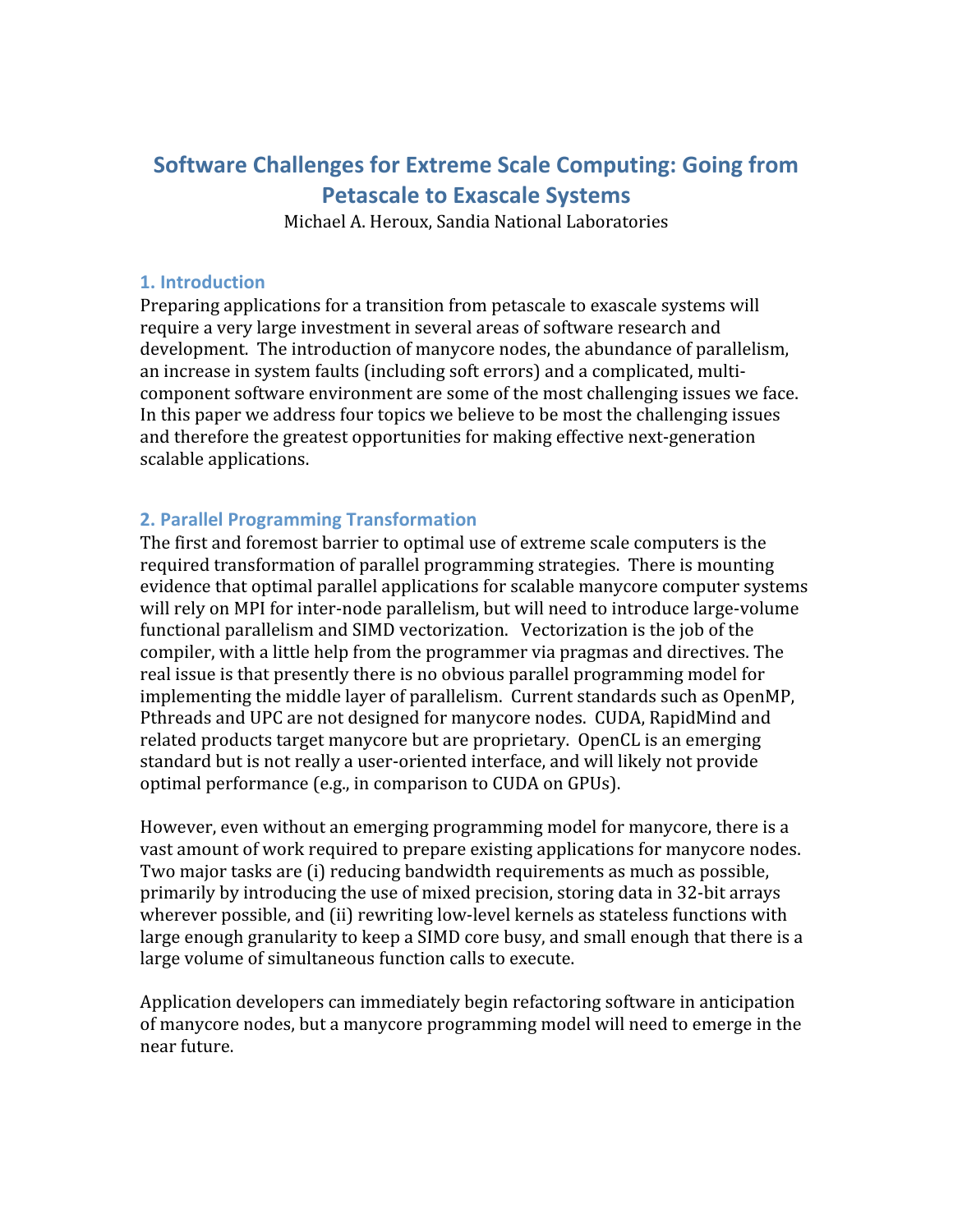# Software Challenges for Extreme Scale Computing: Going from Petascale to Exascale Systems

Michael A. Heroux, Sandia National Laboratories

## 1. Introduction

Preparing applications for a transition from petascale to exascale systems will require a very large investment in several areas of software research and development. The introduction of manycore nodes, the abundance of parallelism, an increase in system faults (including soft errors) and a complicated, multi-component software environment are some of the most challenging issues we face. In this paper we address four topics we believe to be most the challenging issues and therefore the greatest opportunities for making effective next-generation scalable applications.

## 2. Parallel Programming Transformation

The first and foremost barrier to optimal use of extreme scale computers is the required transformation of parallel programming strategies. There is mounting evidence that optimal parallel applications for scalable manycore computer systems will rely on MPI for inter-node parallelism, but will need to introduce large-volume functional parallelism and SIMD vectorization. Vectorization is the job of the compiler, with a little help from the programmer via pragmas and directives. The real issue is that presently there is no obvious parallel programming model for implementing the middle layer of parallelism. Current standards such as OpenMP, Pthreads and UPC are not designed for manycore nodes. CUDA, RapidMind and related products target manycore but are proprietary. OpenCL is an emerging standard but is not really a user-oriented interface, and will likely not provide optimal performance (e.g., in comparison to CUDA on GPUs).

However, even without an emerging programming model for manycore, there is a vast amount of work required to prepare existing applications for manycore nodes. Two major tasks are (i) reducing bandwidth requirements as much as possible, primarily by introducing the use of mixed precision, storing data in 32-bit arrays wherever possible, and (ii) rewriting low-level kernels as stateless functions with large enough granularity to keep a SIMD core busy, and small enough that there is a large volume of simultaneous function calls to execute.

Application developers can immediately begin refactoring software in anticipation of manycore nodes, but a manycore programming model will need to emerge in the near future.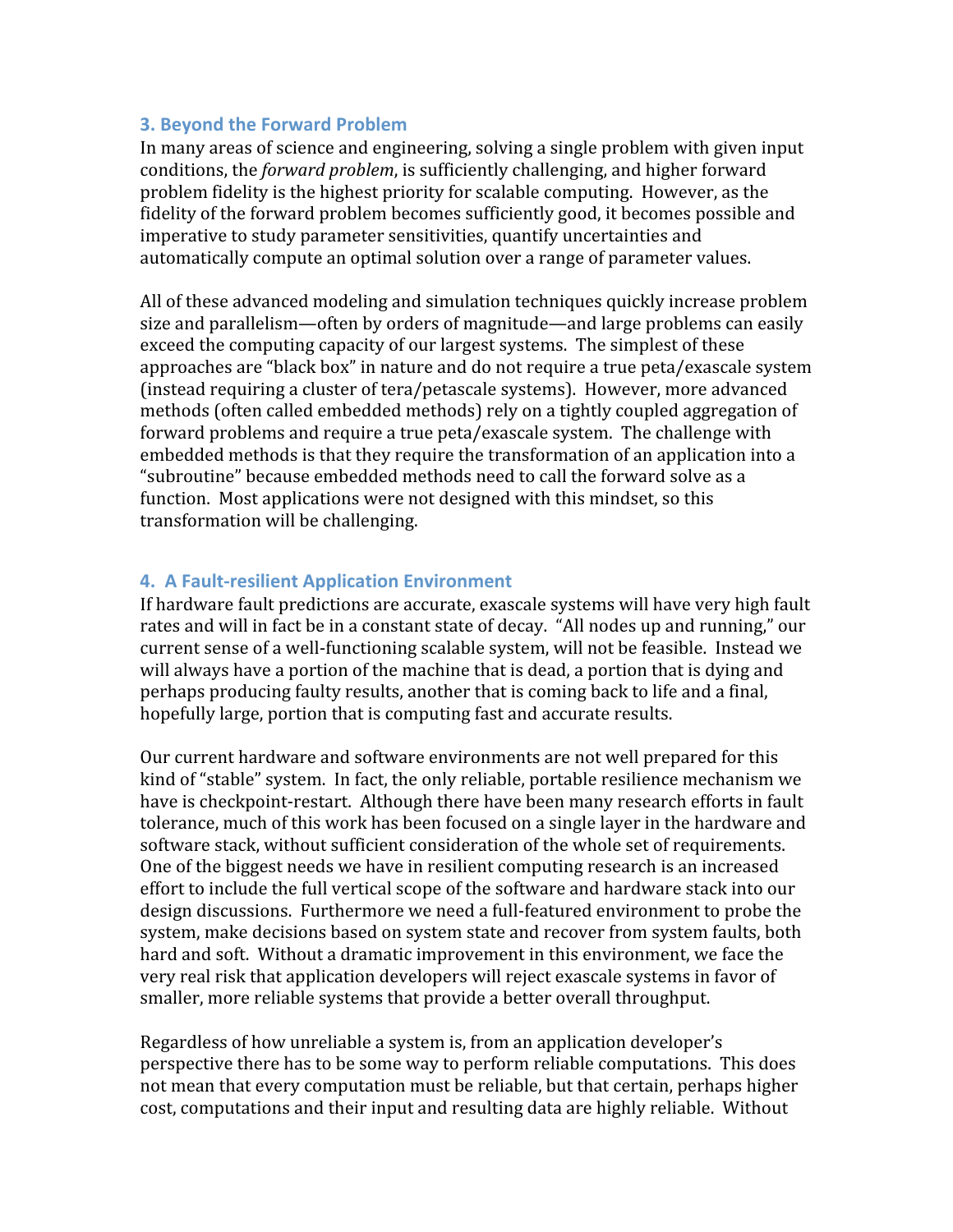### 3. Beyond the Forward Problem

In many areas of science and engineering, solving a single problem with given input conditions, the *forward problem*, is sufficiently challenging, and higher forward problem fidelity is the highest priority for scalable computing. However, as the fidelity of the forward problem becomes sufficiently good, it becomes possible and imperative to study parameter sensitivities, quantify uncertainties and automatically compute an optimal solution over a range of parameter values.

All of these advanced modeling and simulation techniques quickly increase problem size and parallelism—often by orders of magnitude—and large problems can easily exceed the computing capacity of our largest systems. The simplest of these approaches are "black box" in nature and do not require a true peta/exascale system (instead requiring a cluster of tera/petascale systems). However, more advanced methods (often called embedded methods) rely on a tightly coupled aggregation of forward problems and require a true peta/exascale system. The challenge with embedded methods is that they require the transformation of an application into a "subroutine" because embedded methods need to call the forward solve as a function. Most applications were not designed with this mindset, so this transformation will be challenging.

### 4. A Fault-resilient Application Environment

If hardware fault predictions are accurate, exascale systems will have very high fault rates and will in fact be in a constant state of decay. "All nodes up and running," our current sense of a well-functioning scalable system, will not be feasible. Instead we will always have a portion of the machine that is dead, a portion that is dying and perhaps producing faulty results, another that is coming back to life and a final, hopefully large, portion that is computing fast and accurate results.

Our current hardware and software environments are not well prepared for this kind of "stable" system. In fact, the only reliable, portable resilience mechanism we have is checkpoint-restart. Although there have been many research efforts in fault tolerance, much of this work has been focused on a single layer in the hardware and software stack, without sufficient consideration of the whole set of requirements. One of the biggest needs we have in resilient computing research is an increased effort to include the full vertical scope of the software and hardware stack into our design discussions. Furthermore we need a full-featured environment to probe the system, make decisions based on system state and recover from system faults, both hard and soft. Without a dramatic improvement in this environment, we face the very real risk that application developers will reject exascale systems in favor of smaller, more reliable systems that provide a better overall throughput.

Regardless of how unreliable a system is, from an application developer's perspective there has to be some way to perform reliable computations. This does not mean that every computation must be reliable, but that certain, perhaps higher cost, computations and their input and resulting data are highly reliable. Without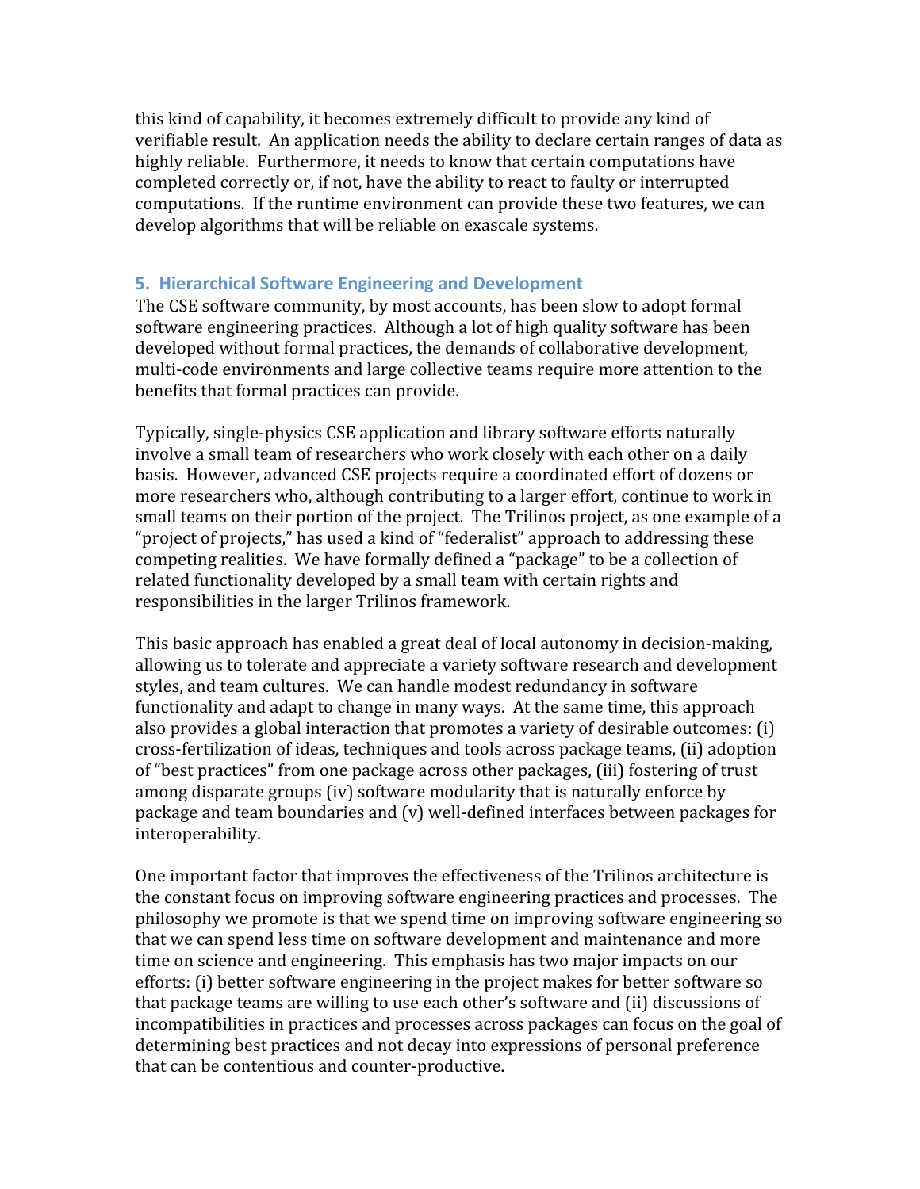this kind of capability, it becomes extremely difficult to provide any kind of verifiable result. An application needs the ability to declare certain ranges of data as highly reliable. Furthermore, it needs to know that certain computations have completed correctly or, if not, have the ability to react to faulty or interrupted computations. If the runtime environment can provide these two features, we can develop algorithms that will be reliable on exascale systems.

## 5. Hierarchical Software Engineering and Development

The CSE software community, by most accounts, has been slow to adopt formal software engineering practices. Although a lot of high quality software has been developed without formal practices, the demands of collaborative development, multi-code environments and large collective teams require more attention to the benefits that formal practices can provide.

Typically, single-physics CSE application and library software efforts naturally involve a small team of researchers who work closely with each other on a daily basis. However, advanced CSE projects require a coordinated effort of dozens or more researchers who, although contributing to a larger effort, continue to work in small teams on their portion of the project. The Trilinos project, as one example of a "project of projects," has used a kind of "federalist" approach to addressing these competing realities. We have formally defined a "package" to be a collection of related functionality developed by a small team with certain rights and responsibilities in the larger Trilinos framework.

This basic approach has enabled a great deal of local autonomy in decision-making, allowing us to tolerate and appreciate a variety software research and development styles, and team cultures. We can handle modest redundancy in software functionality and adapt to change in many ways. At the same time, this approach also provides a global interaction that promotes a variety of desirable outcomes: (i) cross-fertilization of ideas, techniques and tools across package teams, (ii) adoption of "best practices" from one package across other packages, (iii) fostering of trust among disparate groups (iv) software modularity that is naturally enforce by package and team boundaries and (v) well-defined interfaces between packages for interoperability.

One important factor that improves the effectiveness of the Trilinos architecture is the constant focus on improving software engineering practices and processes. The philosophy we promote is that we spend time on improving software engineering so that we can spend less time on software development and maintenance and more time on science and engineering. This emphasis has two major impacts on our efforts: (i) better software engineering in the project makes for better software so that package teams are willing to use each other's software and (ii) discussions of incompatibilities in practices and processes across packages can focus on the goal of determining best practices and not decay into expressions of personal preference that can be contentious and counter-productive.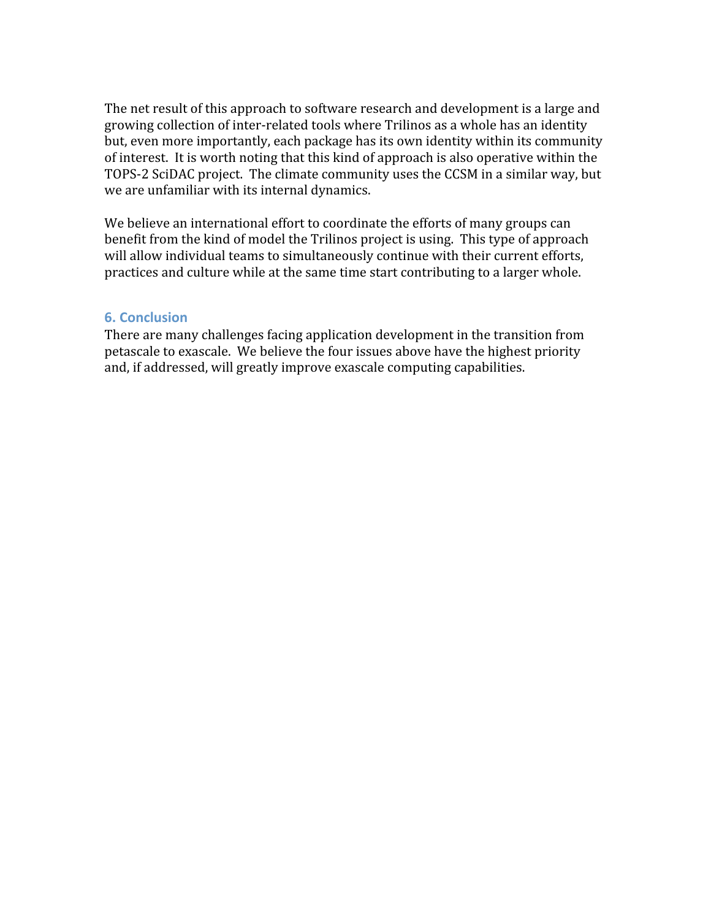The net result of this approach to software research and development is a large and growing collection of inter-related tools where Trilinos as a whole has an identity but, even more importantly, each package has its own identity within its community of interest. It is worth noting that this kind of approach is also operative within the TOPS-2 SciDAC project. The climate community uses the CCSM in a similar way, but we are unfamiliar with its internal dynamics.

We believe an international effort to coordinate the efforts of many groups can benefit from the kind of model the Trilinos project is using. This type of approach will allow individual teams to simultaneously continue with their current efforts, practices and culture while at the same time start contributing to a larger whole.

## 6. Conclusion

There are many challenges facing application development in the transition from petascale to exascale. We believe the four issues above have the highest priority and, if addressed, will greatly improve exascale computing capabilities.